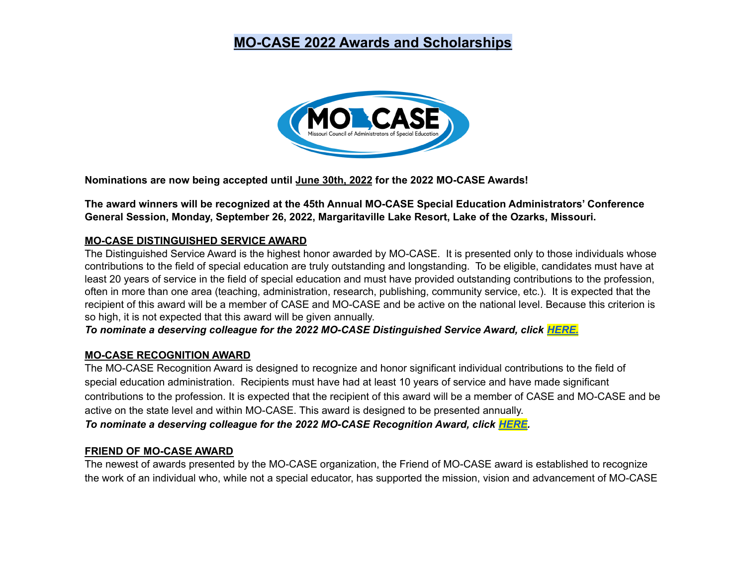# MO-CASE 2022 Awards and Scholarships

**Nominations are now being accepted until June 30th, 2022 for the 2022 MO-CASE Awards!**

**The award winners will be recognized at the 45th Annual MO-CASE Special Education Administrators' Conference General Session, Monday, September 26, 2022, Margaritaville Lake Resort, Lake of the Ozarks, Missouri.**

## MO-CASE DISTINGUISHED SERVICE AWARD

The Distinguished Service Award is the highest honor awarded by MO-CASE. It is presented only to those individuals whose contributions to the field of special education are truly outstanding and longstanding. To be eligible, candidates must have at least 20 years of service in the field of special education and must have provided outstanding contributions to the profession, often in more than one area (teaching, administration, research, publishing, community service, etc.). It is expected that the recipient of this award will be a member of CASE and MO-CASE and be active on the national level. Because this criterion is so high, it is not expected that this award will be given annually.

***To nominate a deserving colleague for the 2022 MO-CASE Distinguished Service Award, click HERE.***

## MO-CASE RECOGNITION AWARD

The MO-CASE Recognition Award is designed to recognize and honor significant individual contributions to the field of special education administration. Recipients must have had at least 10 years of service and have made significant contributions to the profession. It is expected that the recipient of this award will be a member of CASE and MO-CASE and be active on the state level and within MO-CASE. This award is designed to be presented annually.

***To nominate a deserving colleague for the 2022 MO-CASE Recognition Award, click HERE.***

## FRIEND OF MO-CASE AWARD

The newest of awards presented by the MO-CASE organization, the Friend of MO-CASE award is established to recognize the work of an individual who, while not a special educator, has supported the mission, vision and advancement of MO-CASE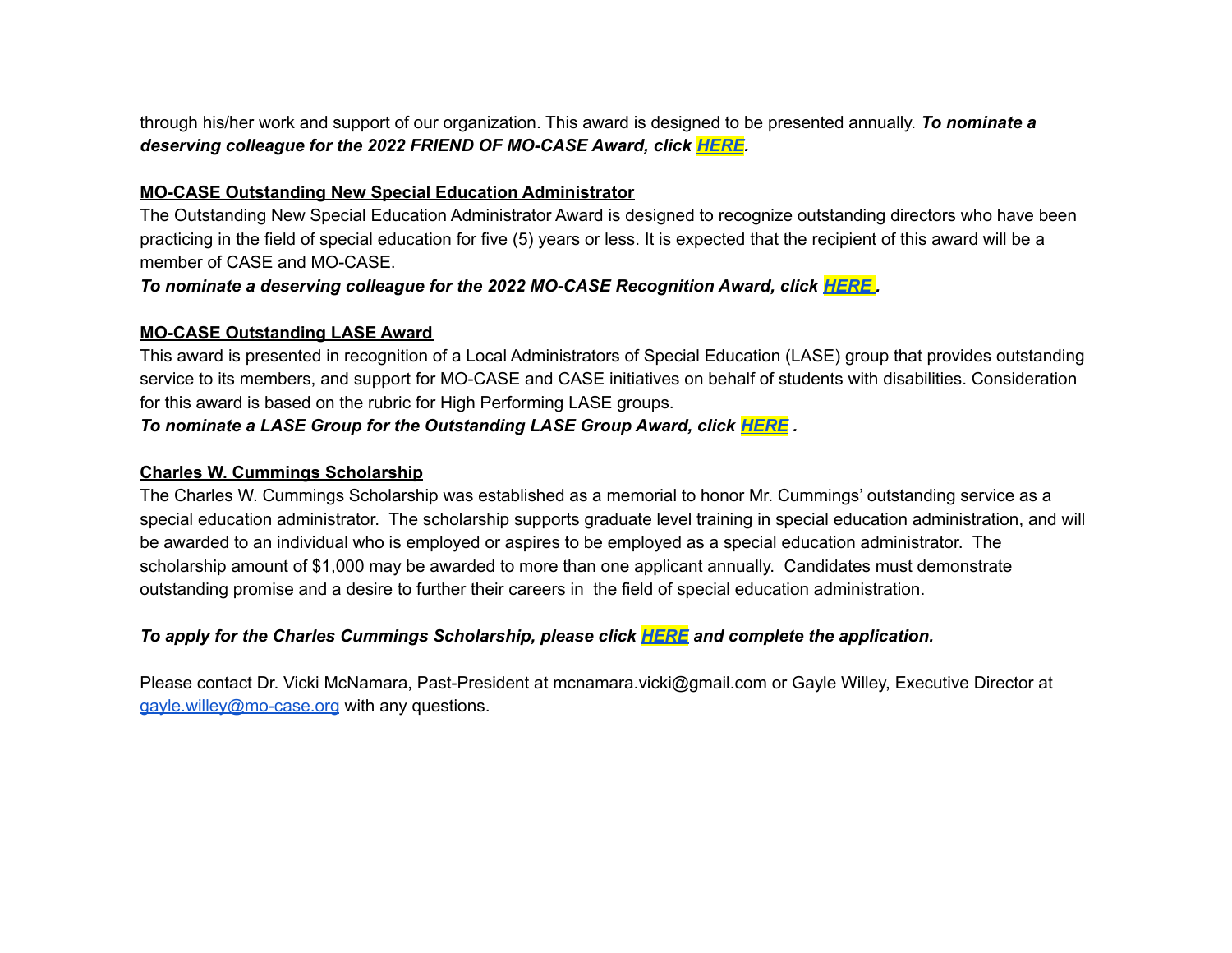through his/her work and support of our organization. This award is designed to be presented annually. ***To nominate a deserving colleague for the 2022 FRIEND OF MO-CASE Award, click HERE.***

**MO-CASE Outstanding New Special Education Administrator**

The Outstanding New Special Education Administrator Award is designed to recognize outstanding directors who have been practicing in the field of special education for five (5) years or less. It is expected that the recipient of this award will be a member of CASE and MO-CASE.

***To nominate a deserving colleague for the 2022 MO-CASE Recognition Award, click HERE .***

**MO-CASE Outstanding LASE Award**

This award is presented in recognition of a Local Administrators of Special Education (LASE) group that provides outstanding service to its members, and support for MO-CASE and CASE initiatives on behalf of students with disabilities. Consideration for this award is based on the rubric for High Performing LASE groups.

***To nominate a LASE Group for the Outstanding LASE Group Award, click HERE .***

**Charles W. Cummings Scholarship**

The Charles W. Cummings Scholarship was established as a memorial to honor Mr. Cummings' outstanding service as a special education administrator. The scholarship supports graduate level training in special education administration, and will be awarded to an individual who is employed or aspires to be employed as a special education administrator. The scholarship amount of $1,000 may be awarded to more than one applicant annually. Candidates must demonstrate outstanding promise and a desire to further their careers in the field of special education administration.

***To apply for the Charles Cummings Scholarship, please click HERE and complete the application.***

Please contact Dr. Vicki McNamara, Past-President at mcnamara.vicki@gmail.com or Gayle Willey, Executive Director at gayle.willey@mo-case.org with any questions.